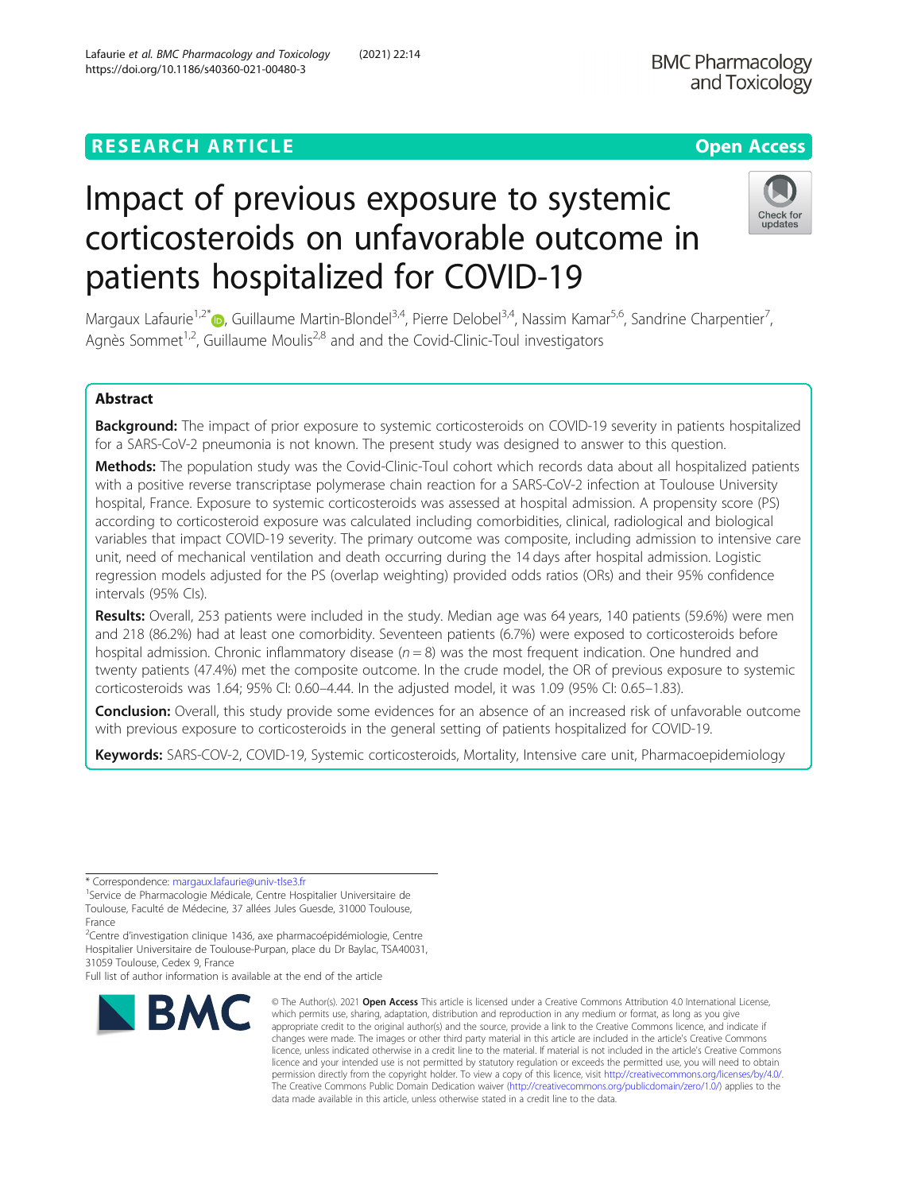RESEARCH ARTICLE

Open Access

# Impact of previous exposure to systemic corticosteroids on unfavorable outcome in patients hospitalized for COVID-19

Margaux Lafaurie[1,2*], Guillaume Martin-Blondel[3,4], Pierre Delobel[3,4], Nassim Kamar[5,6], Sandrine Charpentier[7], Agnès Sommet[1,2], Guillaume Moulis[2,8] and and the Covid-Clinic-Toul investigators

## Abstract

**Background:** The impact of prior exposure to systemic corticosteroids on COVID-19 severity in patients hospitalized for a SARS-CoV-2 pneumonia is not known. The present study was designed to answer to this question.

**Methods:** The population study was the Covid-Clinic-Toul cohort which records data about all hospitalized patients with a positive reverse transcriptase polymerase chain reaction for a SARS-CoV-2 infection at Toulouse University hospital, France. Exposure to systemic corticosteroids was assessed at hospital admission. A propensity score (PS) according to corticosteroid exposure was calculated including comorbidities, clinical, radiological and biological variables that impact COVID-19 severity. The primary outcome was composite, including admission to intensive care unit, need of mechanical ventilation and death occurring during the 14 days after hospital admission. Logistic regression models adjusted for the PS (overlap weighting) provided odds ratios (ORs) and their 95% confidence intervals (95% CIs).

**Results:** Overall, 253 patients were included in the study. Median age was 64 years, 140 patients (59.6%) were men and 218 (86.2%) had at least one comorbidity. Seventeen patients (6.7%) were exposed to corticosteroids before hospital admission. Chronic inflammatory disease ($n = 8$) was the most frequent indication. One hundred and twenty patients (47.4%) met the composite outcome. In the crude model, the OR of previous exposure to systemic corticosteroids was 1.64; 95% CI: 0.60–4.44. In the adjusted model, it was 1.09 (95% CI: 0.65–1.83).

**Conclusion:** Overall, this study provide some evidences for an absence of an increased risk of unfavorable outcome with previous exposure to corticosteroids in the general setting of patients hospitalized for COVID-19.

**Keywords:** SARS-COV-2, COVID-19, Systemic corticosteroids, Mortality, Intensive care unit, Pharmacoepidemiology

---

\* Correspondence: margaux.lafaurie@univ-tlse3.fr
[1]Service de Pharmacologie Médicale, Centre Hospitalier Universitaire de Toulouse, Faculté de Médecine, 37 allées Jules Guesde, 31000 Toulouse, France
[2]Centre d'investigation clinique 1436, axe pharmacoépidémiologie, Centre Hospitalier Universitaire de Toulouse-Purpan, place du Dr Baylac, TSA40031, 31059 Toulouse, Cedex 9, France
Full list of author information is available at the end of the article

© The Author(s). 2021 **Open Access** This article is licensed under a Creative Commons Attribution 4.0 International License, which permits use, sharing, adaptation, distribution and reproduction in any medium or format, as long as you give appropriate credit to the original author(s) and the source, provide a link to the Creative Commons licence, and indicate if changes were made. The images or other third party material in this article are included in the article's Creative Commons licence, unless indicated otherwise in a credit line to the material. If material is not included in the article's Creative Commons licence and your intended use is not permitted by statutory regulation or exceeds the permitted use, you will need to obtain permission directly from the copyright holder. To view a copy of this licence, visit http://creativecommons.org/licenses/by/4.0/. The Creative Commons Public Domain Dedication waiver (http://creativecommons.org/publicdomain/zero/1.0/) applies to the data made available in this article, unless otherwise stated in a credit line to the data.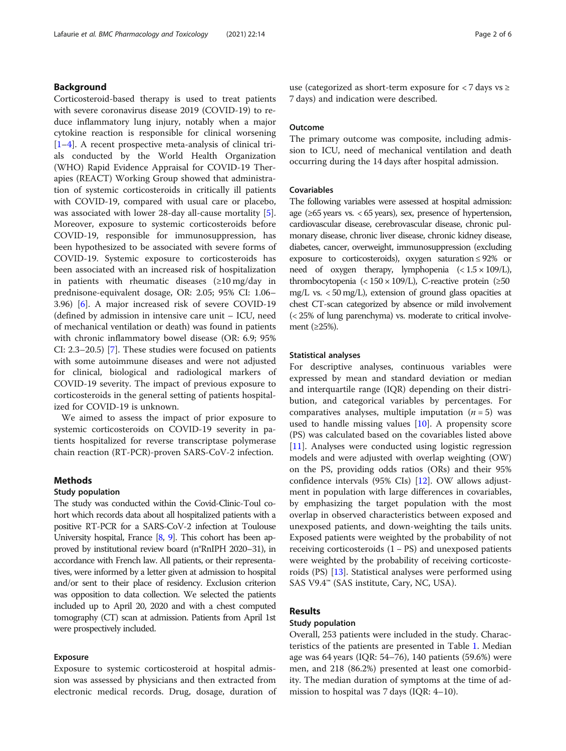## Background

Corticosteroid-based therapy is used to treat patients with severe coronavirus disease 2019 (COVID-19) to reduce inflammatory lung injury, notably when a major cytokine reaction is responsible for clinical worsening [1–4]. A recent prospective meta-analysis of clinical trials conducted by the World Health Organization (WHO) Rapid Evidence Appraisal for COVID-19 Therapies (REACT) Working Group showed that administration of systemic corticosteroids in critically ill patients with COVID-19, compared with usual care or placebo, was associated with lower 28-day all-cause mortality [5]. Moreover, exposure to systemic corticosteroids before COVID-19, responsible for immunosuppression, has been hypothesized to be associated with severe forms of COVID-19. Systemic exposure to corticosteroids has been associated with an increased risk of hospitalization in patients with rheumatic diseases (≥10 mg/day in prednisone-equivalent dosage, OR: 2.05; 95% CI: 1.06–3.96) [6]. A major increased risk of severe COVID-19 (defined by admission in intensive care unit – ICU, need of mechanical ventilation or death) was found in patients with chronic inflammatory bowel disease (OR: 6.9; 95% CI: 2.3–20.5) [7]. These studies were focused on patients with some autoimmune diseases and were not adjusted for clinical, biological and radiological markers of COVID-19 severity. The impact of previous exposure to corticosteroids in the general setting of patients hospitalized for COVID-19 is unknown.

We aimed to assess the impact of prior exposure to systemic corticosteroids on COVID-19 severity in patients hospitalized for reverse transcriptase polymerase chain reaction (RT-PCR)-proven SARS-CoV-2 infection.

## Methods

### Study population

The study was conducted within the Covid-Clinic-Toul cohort which records data about all hospitalized patients with a positive RT-PCR for a SARS-CoV-2 infection at Toulouse University hospital, France [8, 9]. This cohort has been approved by institutional review board (n°RnIPH 2020–31), in accordance with French law. All patients, or their representatives, were informed by a letter given at admission to hospital and/or sent to their place of residency. Exclusion criterion was opposition to data collection. We selected the patients included up to April 20, 2020 and with a chest computed tomography (CT) scan at admission. Patients from April 1st were prospectively included.

### Exposure

Exposure to systemic corticosteroid at hospital admission was assessed by physicians and then extracted from electronic medical records. Drug, dosage, duration of use (categorized as short-term exposure for < 7 days vs ≥ 7 days) and indication were described.

### Outcome

The primary outcome was composite, including admission to ICU, need of mechanical ventilation and death occurring during the 14 days after hospital admission.

### Covariables

The following variables were assessed at hospital admission: age (≥65 years vs. < 65 years), sex, presence of hypertension, cardiovascular disease, cerebrovascular disease, chronic pulmonary disease, chronic liver disease, chronic kidney disease, diabetes, cancer, overweight, immunosuppression (excluding exposure to corticosteroids), oxygen saturation ≤ 92% or need of oxygen therapy, lymphopenia ($< 1.5 \times 10^9$/L), thrombocytopenia ($< 150 \times 10^9$/L), C-reactive protein (≥50 mg/L vs. < 50 mg/L), extension of ground glass opacities at chest CT-scan categorized by absence or mild involvement (< 25% of lung parenchyma) vs. moderate to critical involvement (≥25%).

### Statistical analyses

For descriptive analyses, continuous variables were expressed by mean and standard deviation or median and interquartile range (IQR) depending on their distribution, and categorical variables by percentages. For comparatives analyses, multiple imputation ($n = 5$) was used to handle missing values [10]. A propensity score (PS) was calculated based on the covariables listed above [11]. Analyses were conducted using logistic regression models and were adjusted with overlap weighting (OW) on the PS, providing odds ratios (ORs) and their 95% confidence intervals (95% CIs) [12]. OW allows adjustment in population with large differences in covariables, by emphasizing the target population with the most overlap in observed characteristics between exposed and unexposed patients, and down-weighting the tails units. Exposed patients were weighted by the probability of not receiving corticosteroids (1 – PS) and unexposed patients were weighted by the probability of receiving corticosteroids (PS) [13]. Statistical analyses were performed using SAS V9.4™ (SAS institute, Cary, NC, USA).

## Results

### Study population

Overall, 253 patients were included in the study. Characteristics of the patients are presented in Table 1. Median age was 64 years (IQR: 54–76), 140 patients (59.6%) were men, and 218 (86.2%) presented at least one comorbidity. The median duration of symptoms at the time of admission to hospital was 7 days (IQR: 4–10).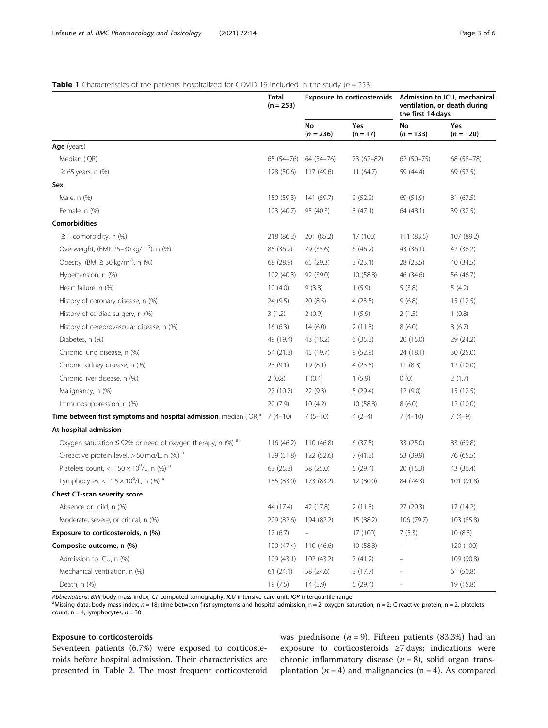**Table 1** Characteristics of the patients hospitalized for COVID-19 included in the study ($n = 253$)

| | Total (n = 253) | Exposure to corticosteroids | | Admission to ICU, mechanical ventilation, or death during the first 14 days | |
|---|---|---|---|---|---|
| | | No (n = 236) | Yes (n = 17) | No (n = 133) | Yes (n = 120) |
| **Age** (years) | | | | | |
| Median (IQR) | 65 (54–76) | 64 (54–76) | 73 (62–82) | 62 (50–75) | 68 (58–78) |
| ≥ 65 years, n (%) | 128 (50.6) | 117 (49.6) | 11 (64.7) | 59 (44.4) | 69 (57.5) |
| **Sex** | | | | | |
| Male, n (%) | 150 (59.3) | 141 (59.7) | 9 (52.9) | 69 (51.9) | 81 (67.5) |
| Female, n (%) | 103 (40.7) | 95 (40.3) | 8 (47.1) | 64 (48.1) | 39 (32.5) |
| **Comorbidities** | | | | | |
| ≥ 1 comorbidity, n (%) | 218 (86.2) | 201 (85.2) | 17 (100) | 111 (83.5) | 107 (89.2) |
| Overweight, (BMI: 25–30 kg/m²), n (%) | 85 (36.2) | 79 (35.6) | 6 (46.2) | 43 (36.1) | 42 (36.2) |
| Obesity, (BMI ≥ 30 kg/m²), n (%) | 68 (28.9) | 65 (29.3) | 3 (23.1) | 28 (23.5) | 40 (34.5) |
| Hypertension, n (%) | 102 (40.3) | 92 (39.0) | 10 (58.8) | 46 (34.6) | 56 (46.7) |
| Heart failure, n (%) | 10 (4.0) | 9 (3.8) | 1 (5.9) | 5 (3.8) | 5 (4.2) |
| History of coronary disease, n (%) | 24 (9.5) | 20 (8.5) | 4 (23.5) | 9 (6.8) | 15 (12.5) |
| History of cardiac surgery, n (%) | 3 (1.2) | 2 (0.9) | 1 (5.9) | 2 (1.5) | 1 (0.8) |
| History of cerebrovascular disease, n (%) | 16 (6.3) | 14 (6.0) | 2 (11.8) | 8 (6.0) | 8 (6.7) |
| Diabetes, n (%) | 49 (19.4) | 43 (18.2) | 6 (35.3) | 20 (15.0) | 29 (24.2) |
| Chronic lung disease, n (%) | 54 (21.3) | 45 (19.7) | 9 (52.9) | 24 (18.1) | 30 (25.0) |
| Chronic kidney disease, n (%) | 23 (9.1) | 19 (8.1) | 4 (23.5) | 11 (8.3) | 12 (10.0) |
| Chronic liver disease, n (%) | 2 (0.8) | 1 (0.4) | 1 (5.9) | 0 (0) | 2 (1.7) |
| Malignancy, n (%) | 27 (10.7) | 22 (9.3) | 5 (29.4) | 12 (9.0) | 15 (12.5) |
| Immunosuppression, n (%) | 20 (7.9) | 10 (4.2) | 10 (58.8) | 8 (6.0) | 12 (10.0) |
| **Time between first symptoms and hospital admission**, median (IQR)[a] | 7 (4–10) | 7 (5–10) | 4 (2–4) | 7 (4–10) | 7 (4–9) |
| **At hospital admission** | | | | | |
| Oxygen saturation ≤ 92% or need of oxygen therapy, n (%) [a] | 116 (46.2) | 110 (46.8) | 6 (37.5) | 33 (25.0) | 83 (69.8) |
| C-reactive protein level, > 50 mg/L, n (%) [a] | 129 (51.8) | 122 (52.6) | 7 (41.2) | 53 (39.9) | 76 (65.5) |
| Platelets count, < $150 \times 10^9$/L, n (%) [a] | 63 (25.3) | 58 (25.0) | 5 (29.4) | 20 (15.3) | 43 (36.4) |
| Lymphocytes, < $1.5 \times 10^9$/L, n (%) [a] | 185 (83.0) | 173 (83.2) | 12 (80.0) | 84 (74.3) | 101 (91.8) |
| **Chest CT-scan severity score** | | | | | |
| Absence or mild, n (%) | 44 (17.4) | 42 (17.8) | 2 (11.8) | 27 (20.3) | 17 (14.2) |
| Moderate, severe, or critical, n (%) | 209 (82.6) | 194 (82.2) | 15 (88.2) | 106 (79.7) | 103 (85.8) |
| **Exposure to corticosteroids, n (%)** | 17 (6.7) | – | 17 (100) | 7 (5.3) | 10 (8.3) |
| **Composite outcome, n (%)** | 120 (47.4) | 110 (46.6) | 10 (58.8) | – | 120 (100) |
| Admission to ICU, n (%) | 109 (43.1) | 102 (43.2) | 7 (41.2) | – | 109 (90.8) |
| Mechanical ventilation, n (%) | 61 (24.1) | 58 (24.6) | 3 (17.7) | – | 61 (50.8) |
| Death, n (%) | 19 (7.5) | 14 (5.9) | 5 (29.4) | – | 19 (15.8) |

*Abbreviations*: *BMI* body mass index, *CT* computed tomography, *ICU* intensive care unit, *IQR* interquartile range
[a]Missing data: body mass index, $n = 18$; time between first symptoms and hospital admission, n = 2; oxygen saturation, n = 2; C-reactive protein, n = 2, platelets count, n = 4; lymphocytes, $n = 30$

### Exposure to corticosteroids

Seventeen patients (6.7%) were exposed to corticosteroids before hospital admission. Their characteristics are presented in Table 2. The most frequent corticosteroid was prednisone ($n = 9$). Fifteen patients (83.3%) had an exposure to corticosteroids ≥7 days; indications were chronic inflammatory disease ($n = 8$), solid organ transplantation ($n = 4$) and malignancies (n = 4). As compared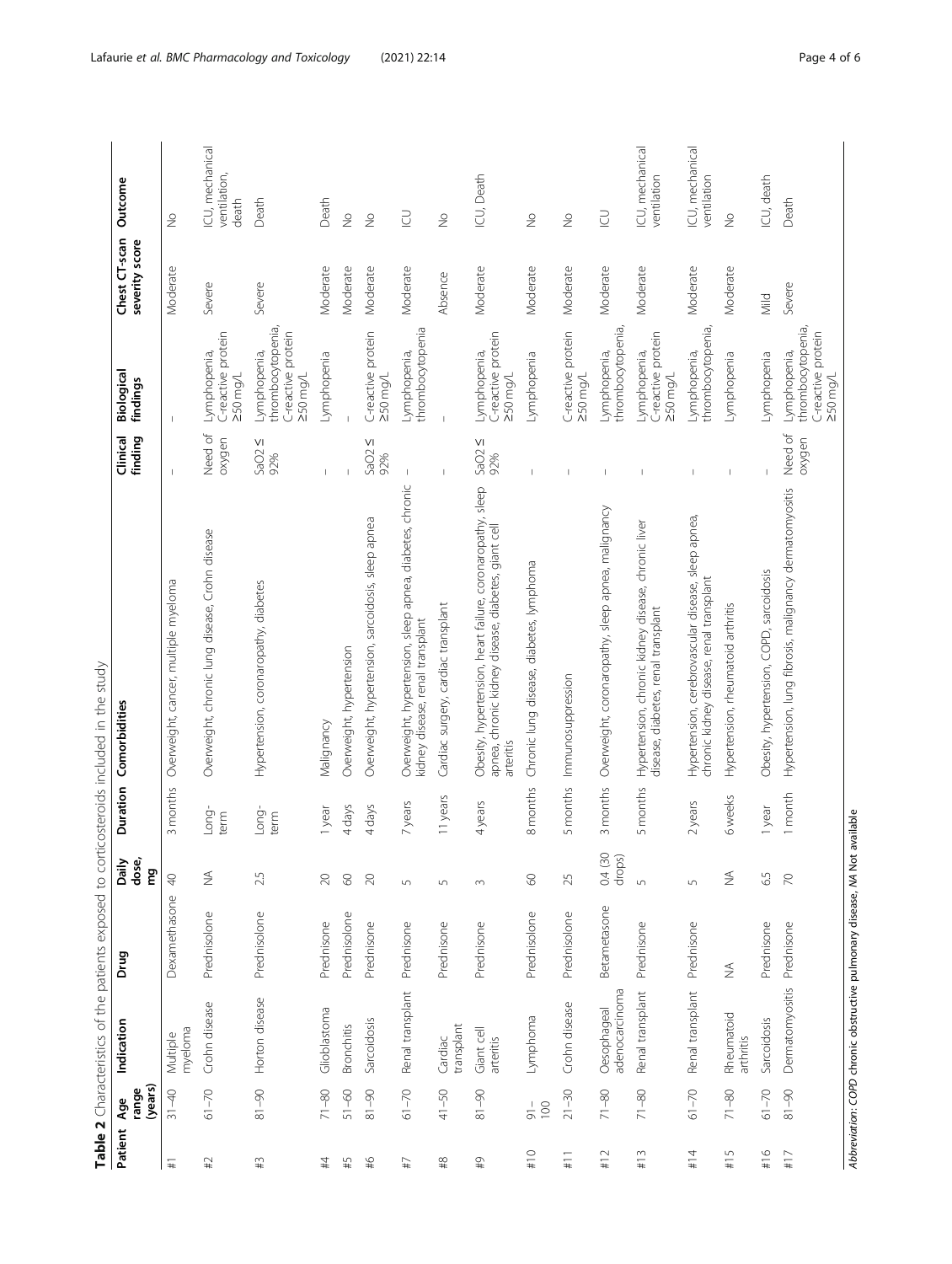**Table 2** Characteristics of the patients exposed to corticosteroids included in the study

| Patient | Age range (years) | Indication | Drug | Daily dose, mg | Duration | Comorbidities | Clinical finding | Biological findings | Chest CT-scan severity score | Outcome |
|---|---|---|---|---|---|---|---|---|---|---|
| #1 | 31–40 | Multiple myeloma | Dexamethasone | 40 | 3 months | Overweight, cancer, multiple myeloma | – | – | Moderate | No |
| #2 | 61–70 | Crohn disease | Prednisolone | NA | Long-term | Overweight, chronic lung disease, Crohn disease | Need of oxygen | Lymphopenia, C-reactive protein ≥50 mg/L | Severe | ICU, mechanical ventilation, death |
| #3 | 81–90 | Horton disease | Prednisolone | 2.5 | Long-term | Hypertension, coronaropathy, diabetes | SaO2 ≤ 92% | Lymphopenia, thrombocytopenia, C-reactive protein ≥50 mg/L | Severe | Death |
| #4 | 71–80 | Glioblastoma | Prednisone | 20 | 1 year | Malignancy | – | Lymphopenia | Moderate | Death |
| #5 | 51–60 | Bronchitis | Prednisolone | 60 | 4 days | Overweight, hypertension | – | – | Moderate | No |
| #6 | 81–90 | Sarcoidosis | Prednisone | 20 | 4 days | Overweight, hypertension, sarcoidosis, sleep apnea | SaO2 ≤ 92% | C-reactive protein ≥50 mg/L | Moderate | No |
| #7 | 61–70 | Renal transplant | Prednisone | 5 | 7 years | Overweight, hypertension, sleep apnea, diabetes, chronic kidney disease, renal transplant | – | Lymphopenia, thrombocytopenia | Moderate | ICU |
| #8 | 41–50 | Cardiac transplant | Prednisone | 5 | 11 years | Cardiac surgery, cardiac transplant | – | – | Absence | No |
| #9 | 81–90 | Giant cell arteritis | Prednisone | 3 | 4 years | Obesity, hypertension, heart failure, coronaropathy, sleep apnea, chronic kidney disease, diabetes, giant cell arteritis | SaO2 ≤ 92% | Lymphopenia, C-reactive protein ≥50 mg/L | Moderate | ICU, Death |
| #10 | 91–100 | Lymphoma | Prednisolone | 60 | 8 months | Chronic lung disease, diabetes, lymphoma | – | Lymphopenia | Moderate | No |
| #11 | 21–30 | Crohn disease | Prednisolone | 25 | 5 months | Immunosuppression | – | C-reactive protein ≥50 mg/L | Moderate | No |
| #12 | 71–80 | Oesophageal adenocarcinoma | Betametasone | 0.4 (30 drops) | 3 months | Overweight, coronaropathy, sleep apnea, malignancy | – | Lymphopenia, thrombocytopenia, | Moderate | ICU |
| #13 | 71–80 | Renal transplant | Prednisone | 5 | 5 months | Hypertension, chronic kidney disease, chronic liver disease, diabetes, renal transplant | – | Lymphopenia, C-reactive protein ≥50 mg/L | Moderate | ICU, mechanical ventilation |
| #14 | 61–70 | Renal transplant | Prednisone | 5 | 2 years | Hypertension, cerebrovascular disease, sleep apnea, chronic kidney disease, renal transplant | – | Lymphopenia, thrombocytopenia, | Moderate | ICU, mechanical ventilation |
| #15 | 71–80 | Rheumatoid arthritis | NA | NA | 6 weeks | Hypertension, rheumatoid arthritis | – | Lymphopenia | Moderate | No |
| #16 | 61–70 | Sarcoidosis | Prednisone | 6.5 | 1 year | Obesity, hypertension, COPD, sarcoidosis | – | Lymphopenia | Mild | ICU, death |
| #17 | 81–90 | Dermatomyositis | Prednisone | 70 | 1 month | Hypertension, lung fibrosis, malignancy dermatomyositis | Need of oxygen | Lymphopenia, thrombocytopenia, C-reactive protein ≥50 mg/L | Severe | Death |

*Abbreviation: COPD* chronic obstructive pulmonary disease, *NA* Not available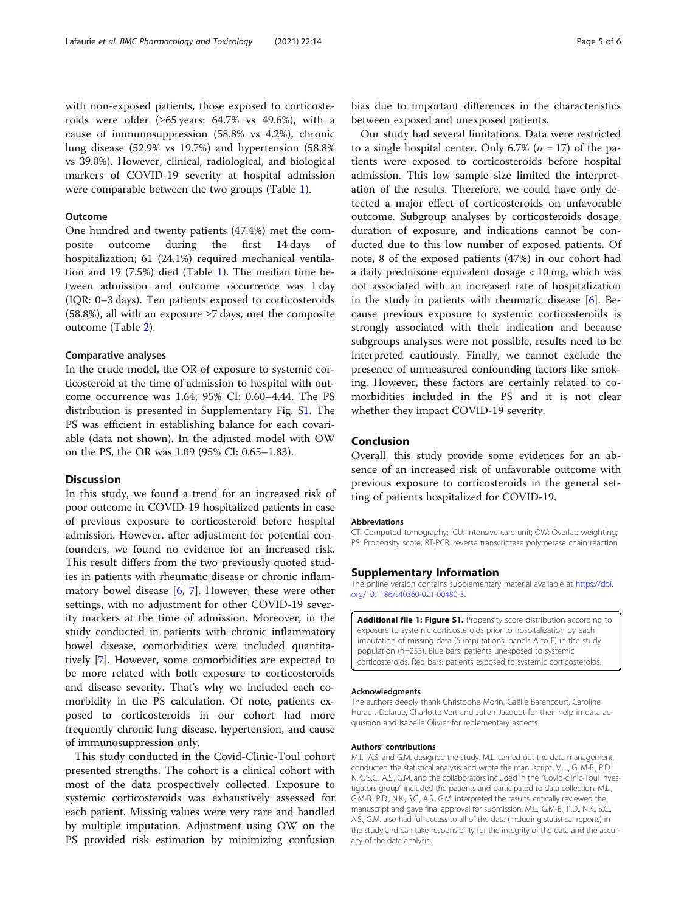with non-exposed patients, those exposed to corticosteroids were older (≥65 years: 64.7% vs 49.6%), with a cause of immunosuppression (58.8% vs 4.2%), chronic lung disease (52.9% vs 19.7%) and hypertension (58.8% vs 39.0%). However, clinical, radiological, and biological markers of COVID-19 severity at hospital admission were comparable between the two groups (Table 1).

### Outcome

One hundred and twenty patients (47.4%) met the composite outcome during the first 14 days of hospitalization; 61 (24.1%) required mechanical ventilation and 19 (7.5%) died (Table 1). The median time between admission and outcome occurrence was 1 day (IQR: 0–3 days). Ten patients exposed to corticosteroids (58.8%), all with an exposure ≥7 days, met the composite outcome (Table 2).

### Comparative analyses

In the crude model, the OR of exposure to systemic corticosteroid at the time of admission to hospital with outcome occurrence was 1.64; 95% CI: 0.60–4.44. The PS distribution is presented in Supplementary Fig. S1. The PS was efficient in establishing balance for each covariable (data not shown). In the adjusted model with OW on the PS, the OR was 1.09 (95% CI: 0.65–1.83).

## Discussion

In this study, we found a trend for an increased risk of poor outcome in COVID-19 hospitalized patients in case of previous exposure to corticosteroid before hospital admission. However, after adjustment for potential confounders, we found no evidence for an increased risk. This result differs from the two previously quoted studies in patients with rheumatic disease or chronic inflammatory bowel disease [6, 7]. However, these were other settings, with no adjustment for other COVID-19 severity markers at the time of admission. Moreover, in the study conducted in patients with chronic inflammatory bowel disease, comorbidities were included quantitatively [7]. However, some comorbidities are expected to be more related with both exposure to corticosteroids and disease severity. That's why we included each comorbidity in the PS calculation. Of note, patients exposed to corticosteroids in our cohort had more frequently chronic lung disease, hypertension, and cause of immunosuppression only.

This study conducted in the Covid-Clinic-Toul cohort presented strengths. The cohort is a clinical cohort with most of the data prospectively collected. Exposure to systemic corticosteroids was exhaustively assessed for each patient. Missing values were very rare and handled by multiple imputation. Adjustment using OW on the PS provided risk estimation by minimizing confusion bias due to important differences in the characteristics between exposed and unexposed patients.

Our study had several limitations. Data were restricted to a single hospital center. Only 6.7% ($n$ = 17) of the patients were exposed to corticosteroids before hospital admission. This low sample size limited the interpretation of the results. Therefore, we could have only detected a major effect of corticosteroids on unfavorable outcome. Subgroup analyses by corticosteroids dosage, duration of exposure, and indications cannot be conducted due to this low number of exposed patients. Of note, 8 of the exposed patients (47%) in our cohort had a daily prednisone equivalent dosage < 10 mg, which was not associated with an increased rate of hospitalization in the study in patients with rheumatic disease [6]. Because previous exposure to systemic corticosteroids is strongly associated with their indication and because subgroups analyses were not possible, results need to be interpreted cautiously. Finally, we cannot exclude the presence of unmeasured confounding factors like smoking. However, these factors are certainly related to comorbidities included in the PS and it is not clear whether they impact COVID-19 severity.

## Conclusion

Overall, this study provide some evidences for an absence of an increased risk of unfavorable outcome with previous exposure to corticosteroids in the general setting of patients hospitalized for COVID-19.

#### Abbreviations

CT: Computed tomography; ICU: Intensive care unit; OW: Overlap weighting; PS: Propensity score; RT-PCR: reverse transcriptase polymerase chain reaction

## Supplementary Information

The online version contains supplementary material available at https://doi.org/10.1186/s40360-021-00480-3.

**Additional file 1: Figure S1.** Propensity score distribution according to exposure to systemic corticosteroids prior to hospitalization by each imputation of missing data (5 imputations, panels A to E) in the study population (n=253). Blue bars: patients unexposed to systemic corticosteroids. Red bars: patients exposed to systemic corticosteroids.

#### Acknowledgments

The authors deeply thank Christophe Morin, Gaëlle Barencourt, Caroline Hurault-Delarue, Charlotte Vert and Julien Jacquot for their help in data acquisition and Isabelle Olivier for reglementary aspects.

#### Authors' contributions

M.L., A.S. and G.M. designed the study. M.L. carried out the data management, conducted the statistical analysis and wrote the manuscript. M.L., G. M-B., P.D., N.K., S.C., A.S., G.M. and the collaborators included in the "Covid-clinic-Toul investigators group" included the patients and participated to data collection. M.L., G.M-B., P.D., N.K., S.C., A.S., G.M. interpreted the results, critically reviewed the manuscript and gave final approval for submission. M.L., G.M-B., P.D., N.K., S.C., A.S., G.M. also had full access to all of the data (including statistical reports) in the study and can take responsibility for the integrity of the data and the accuracy of the data analysis.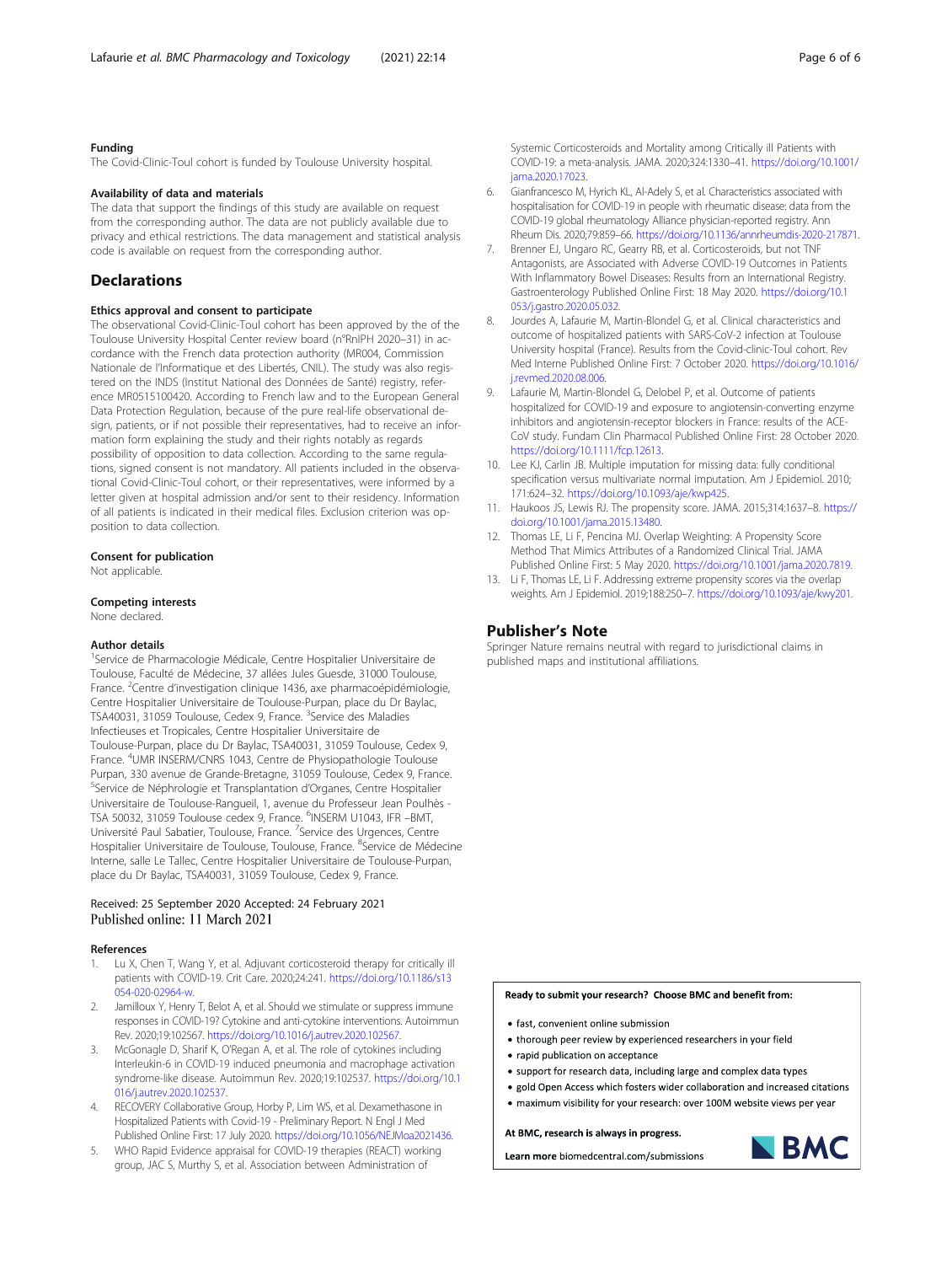### Funding

The Covid-Clinic-Toul cohort is funded by Toulouse University hospital.

### Availability of data and materials

The data that support the findings of this study are available on request from the corresponding author. The data are not publicly available due to privacy and ethical restrictions. The data management and statistical analysis code is available on request from the corresponding author.

## Declarations

### Ethics approval and consent to participate

The observational Covid-Clinic-Toul cohort has been approved by the of the Toulouse University Hospital Center review board (n°RnIPH 2020–31) in accordance with the French data protection authority (MR004, Commission Nationale de l'Informatique et des Libertés, CNIL). The study was also registered on the INDS (Institut National des Données de Santé) registry, reference MR0515100420. According to French law and to the European General Data Protection Regulation, because of the pure real-life observational design, patients, or if not possible their representatives, had to receive an information form explaining the study and their rights notably as regards possibility of opposition to data collection. According to the same regulations, signed consent is not mandatory. All patients included in the observational Covid-Clinic-Toul cohort, or their representatives, were informed by a letter given at hospital admission and/or sent to their residency. Information of all patients is indicated in their medical files. Exclusion criterion was opposition to data collection.

### Consent for publication

Not applicable.

### Competing interests

None declared.

### Author details

[1]Service de Pharmacologie Médicale, Centre Hospitalier Universitaire de Toulouse, Faculté de Médecine, 37 allées Jules Guesde, 31000 Toulouse, France. [2]Centre d'investigation clinique 1436, axe pharmacoépidémiologie, Centre Hospitalier Universitaire de Toulouse-Purpan, place du Dr Baylac, TSA40031, 31059 Toulouse, Cedex 9, France. [3]Service des Maladies Infectieuses et Tropicales, Centre Hospitalier Universitaire de Toulouse-Purpan, place du Dr Baylac, TSA40031, 31059 Toulouse, Cedex 9, France. [4]UMR INSERM/CNRS 1043, Centre de Physiopathologie Toulouse Purpan, 330 avenue de Grande-Bretagne, 31059 Toulouse, Cedex 9, France. [5]Service de Néphrologie et Transplantation d'Organes, Centre Hospitalier Universitaire de Toulouse-Rangueil, 1, avenue du Professeur Jean Poulhès - TSA 50032, 31059 Toulouse cedex 9, France. [6]INSERM U1043, IFR –BMT, Université Paul Sabatier, Toulouse, France. [7]Service des Urgences, Centre Hospitalier Universitaire de Toulouse, Toulouse, France. [8]Service de Médecine Interne, salle Le Tallec, Centre Hospitalier Universitaire de Toulouse-Purpan, place du Dr Baylac, TSA40031, 31059 Toulouse, Cedex 9, France.

Received: 25 September 2020 Accepted: 24 February 2021
Published online: 11 March 2021

### References

1. Lu X, Chen T, Wang Y, et al. Adjuvant corticosteroid therapy for critically ill patients with COVID-19. Crit Care. 2020;24:241. https://doi.org/10.1186/s13054-020-02964-w.
2. Jamilloux Y, Henry T, Belot A, et al. Should we stimulate or suppress immune responses in COVID-19? Cytokine and anti-cytokine interventions. Autoimmun Rev. 2020;19:102567. https://doi.org/10.1016/j.autrev.2020.102567.
3. McGonagle D, Sharif K, O'Regan A, et al. The role of cytokines including Interleukin-6 in COVID-19 induced pneumonia and macrophage activation syndrome-like disease. Autoimmun Rev. 2020;19:102537. https://doi.org/10.1016/j.autrev.2020.102537.
4. RECOVERY Collaborative Group, Horby P, Lim WS, et al. Dexamethasone in Hospitalized Patients with Covid-19 - Preliminary Report. N Engl J Med Published Online First: 17 July 2020. https://doi.org/10.1056/NEJMoa2021436.
5. WHO Rapid Evidence appraisal for COVID-19 therapies (REACT) working group, JAC S, Murthy S, et al. Association between Administration of Systemic Corticosteroids and Mortality among Critically ill Patients with COVID-19: a meta-analysis. JAMA. 2020;324:1330–41. https://doi.org/10.1001/jama.2020.17023.
6. Gianfrancesco M, Hyrich KL, Al-Adely S, et al. Characteristics associated with hospitalisation for COVID-19 in people with rheumatic disease: data from the COVID-19 global rheumatology Alliance physician-reported registry. Ann Rheum Dis. 2020;79:859–66. https://doi.org/10.1136/annrheumdis-2020-217871.
7. Brenner EJ, Ungaro RC, Gearry RB, et al. Corticosteroids, but not TNF Antagonists, are Associated with Adverse COVID-19 Outcomes in Patients With Inflammatory Bowel Diseases: Results from an International Registry. Gastroenterology Published Online First: 18 May 2020. https://doi.org/10.1053/j.gastro.2020.05.032.
8. Jourdes A, Lafaurie M, Martin-Blondel G, et al. Clinical characteristics and outcome of hospitalized patients with SARS-CoV-2 infection at Toulouse University hospital (France). Results from the Covid-clinic-Toul cohort. Rev Med Interne Published Online First: 7 October 2020. https://doi.org/10.1016/j.revmed.2020.08.006.
9. Lafaurie M, Martin-Blondel G, Delobel P, et al. Outcome of patients hospitalized for COVID-19 and exposure to angiotensin-converting enzyme inhibitors and angiotensin-receptor blockers in France: results of the ACE-CoV study. Fundam Clin Pharmacol Published Online First: 28 October 2020. https://doi.org/10.1111/fcp.12613.
10. Lee KJ, Carlin JB. Multiple imputation for missing data: fully conditional specification versus multivariate normal imputation. Am J Epidemiol. 2010; 171:624–32. https://doi.org/10.1093/aje/kwp425.
11. Haukoos JS, Lewis RJ. The propensity score. JAMA. 2015;314:1637–8. https://doi.org/10.1001/jama.2015.13480.
12. Thomas LE, Li F, Pencina MJ. Overlap Weighting: A Propensity Score Method That Mimics Attributes of a Randomized Clinical Trial. JAMA Published Online First: 5 May 2020. https://doi.org/10.1001/jama.2020.7819.
13. Li F, Thomas LE, Li F. Addressing extreme propensity scores via the overlap weights. Am J Epidemiol. 2019;188:250–7. https://doi.org/10.1093/aje/kwy201.

## Publisher's Note

Springer Nature remains neutral with regard to jurisdictional claims in published maps and institutional affiliations.

**Ready to submit your research? Choose BMC and benefit from:**

- fast, convenient online submission
- thorough peer review by experienced researchers in your field
- rapid publication on acceptance
- support for research data, including large and complex data types
- gold Open Access which fosters wider collaboration and increased citations
- maximum visibility for your research: over 100M website views per year

**At BMC, research is always in progress.**

**Learn more** biomedcentral.com/submissions

BMC